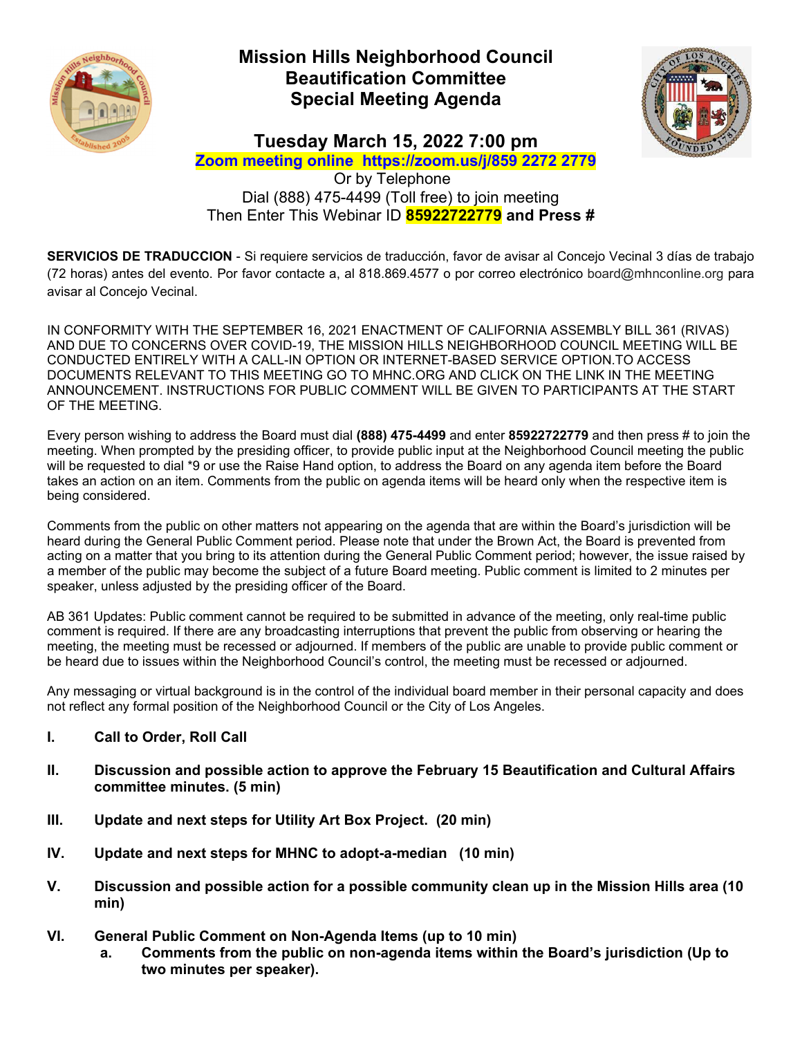# Mission Hills Neighborhood Council
# Beautification Committee
# Special Meeting Agenda

## Tuesday March 15, 2022 7:00 pm

**Zoom meeting online https://zoom.us/j/859 2272 2779**

Or by Telephone

Dial (888) 475-4499 (Toll free) to join meeting

Then Enter This Webinar ID **85922722779 and Press #**

**SERVICIOS DE TRADUCCION** - Si requiere servicios de traducción, favor de avisar al Concejo Vecinal 3 días de trabajo (72 horas) antes del evento. Por favor contacte a, al 818.869.4577 o por correo electrónico board@mhnconline.org para avisar al Concejo Vecinal.

IN CONFORMITY WITH THE SEPTEMBER 16, 2021 ENACTMENT OF CALIFORNIA ASSEMBLY BILL 361 (RIVAS) AND DUE TO CONCERNS OVER COVID-19, THE MISSION HILLS NEIGHBORHOOD COUNCIL MEETING WILL BE CONDUCTED ENTIRELY WITH A CALL-IN OPTION OR INTERNET-BASED SERVICE OPTION.TO ACCESS DOCUMENTS RELEVANT TO THIS MEETING GO TO MHNC.ORG AND CLICK ON THE LINK IN THE MEETING ANNOUNCEMENT. INSTRUCTIONS FOR PUBLIC COMMENT WILL BE GIVEN TO PARTICIPANTS AT THE START OF THE MEETING.

Every person wishing to address the Board must dial **(888) 475-4499** and enter **85922722779** and then press # to join the meeting. When prompted by the presiding officer, to provide public input at the Neighborhood Council meeting the public will be requested to dial *9 or use the Raise Hand option, to address the Board on any agenda item before the Board takes an action on an item. Comments from the public on agenda items will be heard only when the respective item is being considered.

Comments from the public on other matters not appearing on the agenda that are within the Board's jurisdiction will be heard during the General Public Comment period. Please note that under the Brown Act, the Board is prevented from acting on a matter that you bring to its attention during the General Public Comment period; however, the issue raised by a member of the public may become the subject of a future Board meeting. Public comment is limited to 2 minutes per speaker, unless adjusted by the presiding officer of the Board.

AB 361 Updates: Public comment cannot be required to be submitted in advance of the meeting, only real-time public comment is required. If there are any broadcasting interruptions that prevent the public from observing or hearing the meeting, the meeting must be recessed or adjourned. If members of the public are unable to provide public comment or be heard due to issues within the Neighborhood Council's control, the meeting must be recessed or adjourned.

Any messaging or virtual background is in the control of the individual board member in their personal capacity and does not reflect any formal position of the Neighborhood Council or the City of Los Angeles.

**I. Call to Order, Roll Call**

**II. Discussion and possible action to approve the February 15 Beautification and Cultural Affairs committee minutes. (5 min)**

**III. Update and next steps for Utility Art Box Project. (20 min)**

**IV. Update and next steps for MHNC to adopt-a-median (10 min)**

**V. Discussion and possible action for a possible community clean up in the Mission Hills area (10 min)**

**VI. General Public Comment on Non-Agenda Items (up to 10 min)**

   **a. Comments from the public on non-agenda items within the Board's jurisdiction (Up to two minutes per speaker).**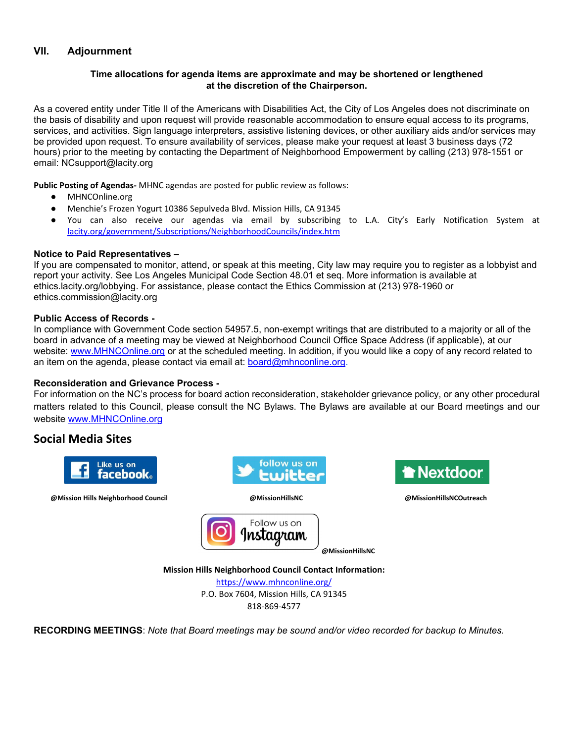## VII. Adjournment

**Time allocations for agenda items are approximate and may be shortened or lengthened at the discretion of the Chairperson.**

As a covered entity under Title II of the Americans with Disabilities Act, the City of Los Angeles does not discriminate on the basis of disability and upon request will provide reasonable accommodation to ensure equal access to its programs, services, and activities. Sign language interpreters, assistive listening devices, or other auxiliary aids and/or services may be provided upon request. To ensure availability of services, please make your request at least 3 business days (72 hours) prior to the meeting by contacting the Department of Neighborhood Empowerment by calling (213) 978-1551 or email: NCsupport@lacity.org

**Public Posting of Agendas-** MHNC agendas are posted for public review as follows:

- MHNCOnline.org
- Menchie's Frozen Yogurt 10386 Sepulveda Blvd. Mission Hills, CA 91345
- You can also receive our agendas via email by subscribing to L.A. City's Early Notification System at lacity.org/government/Subscriptions/NeighborhoodCouncils/index.htm

**Notice to Paid Representatives –**
If you are compensated to monitor, attend, or speak at this meeting, City law may require you to register as a lobbyist and report your activity. See Los Angeles Municipal Code Section 48.01 et seq. More information is available at ethics.lacity.org/lobbying. For assistance, please contact the Ethics Commission at (213) 978-1960 or ethics.commission@lacity.org

**Public Access of Records -**
In compliance with Government Code section 54957.5, non-exempt writings that are distributed to a majority or all of the board in advance of a meeting may be viewed at Neighborhood Council Office Space Address (if applicable), at our website: www.MHNCOnline.org or at the scheduled meeting. In addition, if you would like a copy of any record related to an item on the agenda, please contact via email at: board@mhnconline.org.

**Reconsideration and Grievance Process -**
For information on the NC's process for board action reconsideration, stakeholder grievance policy, or any other procedural matters related to this Council, please consult the NC Bylaws. The Bylaws are available at our Board meetings and our website www.MHNCOnline.org

## Social Media Sites

Like us on facebook — **@Mission Hills Neighborhood Council**

follow us on twitter — **@MissionHillsNC**

Nextdoor — **@MissionHillsNCOutreach**

Follow us on Instagram — **@MissionHillsNC**

**Mission Hills Neighborhood Council Contact Information:**
https://www.mhnconline.org/
P.O. Box 7604, Mission Hills, CA 91345
818-869-4577

**RECORDING MEETINGS**: *Note that Board meetings may be sound and/or video recorded for backup to Minutes.*